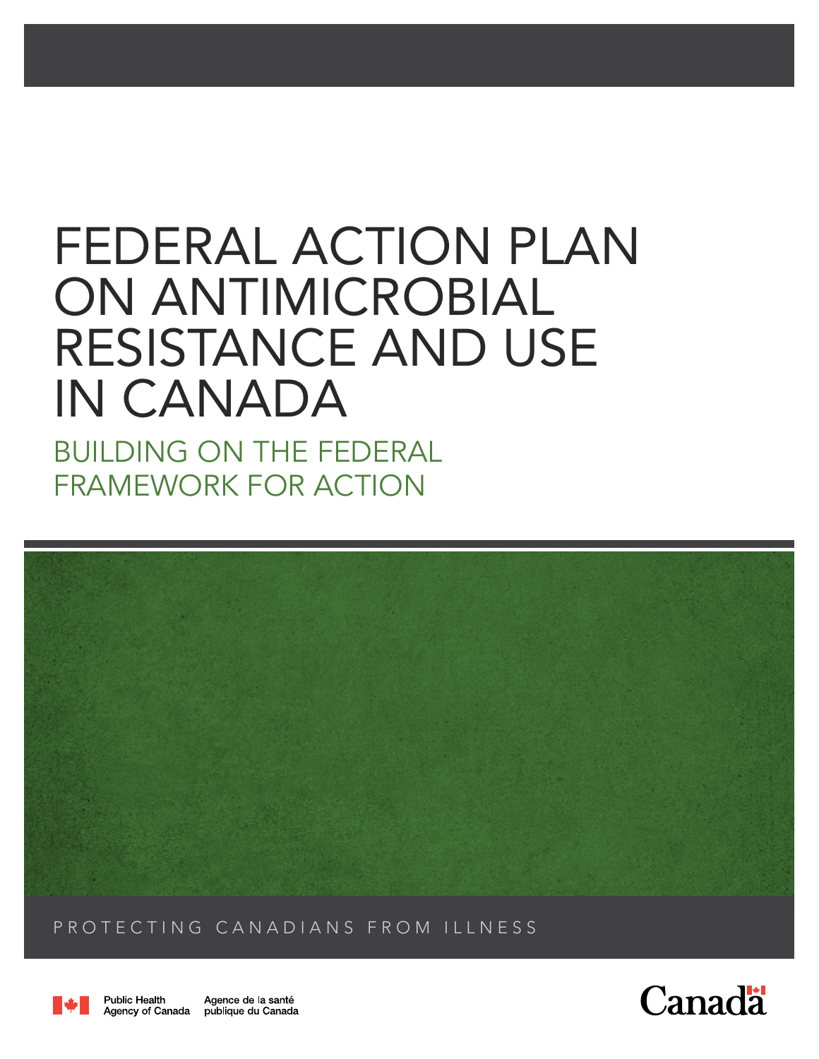# FEDERAL ACTION PLAN ON ANTIMICROBIAL RESISTANCE AND USE IN CANADA

## BUILDING ON THE FEDERAL FRAMEWORK FOR ACTION

PROTECTING CANADIANS FROM ILLNESS

Public Health Agency of Canada | Agence de la santé publique du Canada

Canada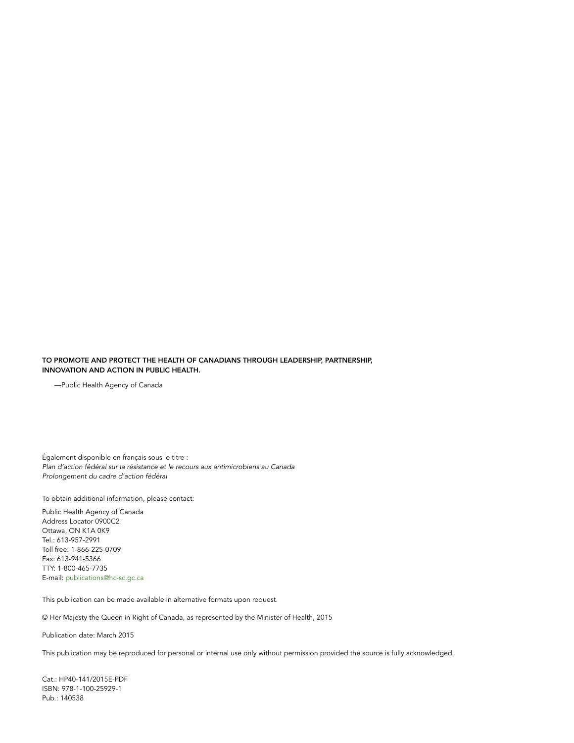**TO PROMOTE AND PROTECT THE HEALTH OF CANADIANS THROUGH LEADERSHIP, PARTNERSHIP, INNOVATION AND ACTION IN PUBLIC HEALTH.**

—Public Health Agency of Canada

Également disponible en français sous le titre :
*Plan d'action fédéral sur la résistance et le recours aux antimicrobiens au Canada*
*Prolongement du cadre d'action fédéral*

To obtain additional information, please contact:

Public Health Agency of Canada
Address Locator 0900C2
Ottawa, ON K1A 0K9
Tel.: 613-957-2991
Toll free: 1-866-225-0709
Fax: 613-941-5366
TTY: 1-800-465-7735
E-mail: publications@hc-sc.gc.ca

This publication can be made available in alternative formats upon request.

© Her Majesty the Queen in Right of Canada, as represented by the Minister of Health, 2015

Publication date: March 2015

This publication may be reproduced for personal or internal use only without permission provided the source is fully acknowledged.

Cat.: HP40-141/2015E-PDF
ISBN: 978-1-100-25929-1
Pub.: 140538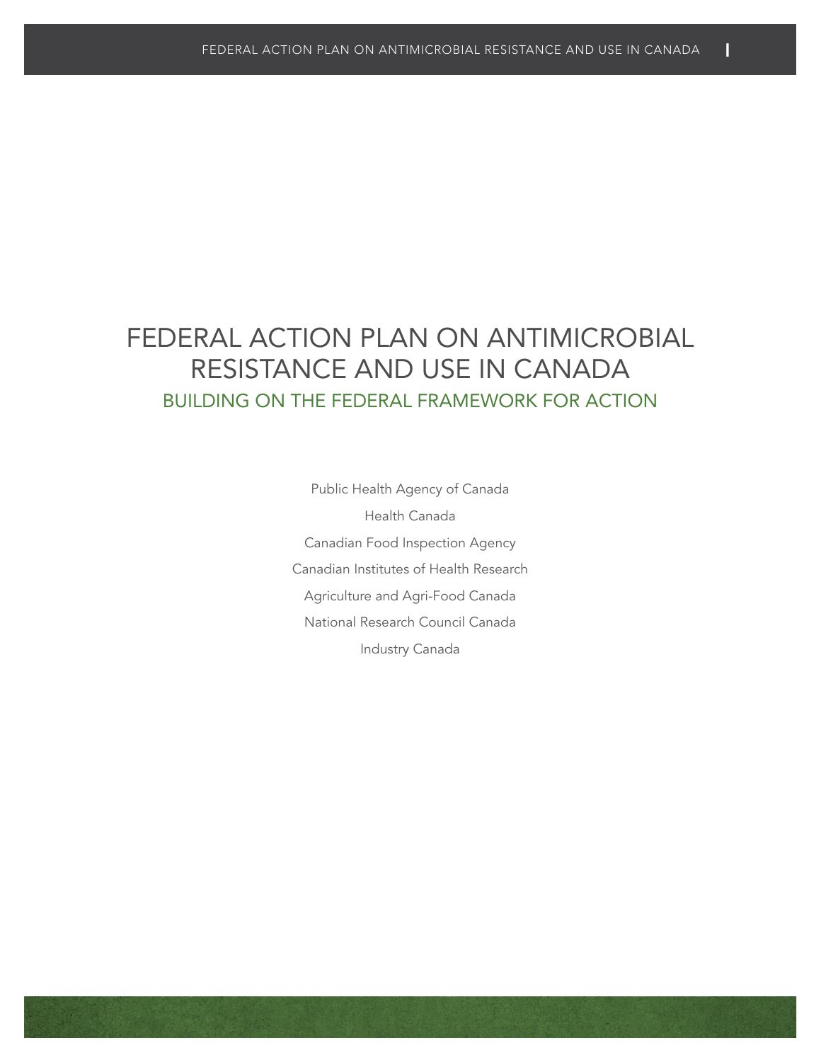# FEDERAL ACTION PLAN ON ANTIMICROBIAL RESISTANCE AND USE IN CANADA

## BUILDING ON THE FEDERAL FRAMEWORK FOR ACTION

Public Health Agency of Canada

Health Canada

Canadian Food Inspection Agency

Canadian Institutes of Health Research

Agriculture and Agri-Food Canada

National Research Council Canada

Industry Canada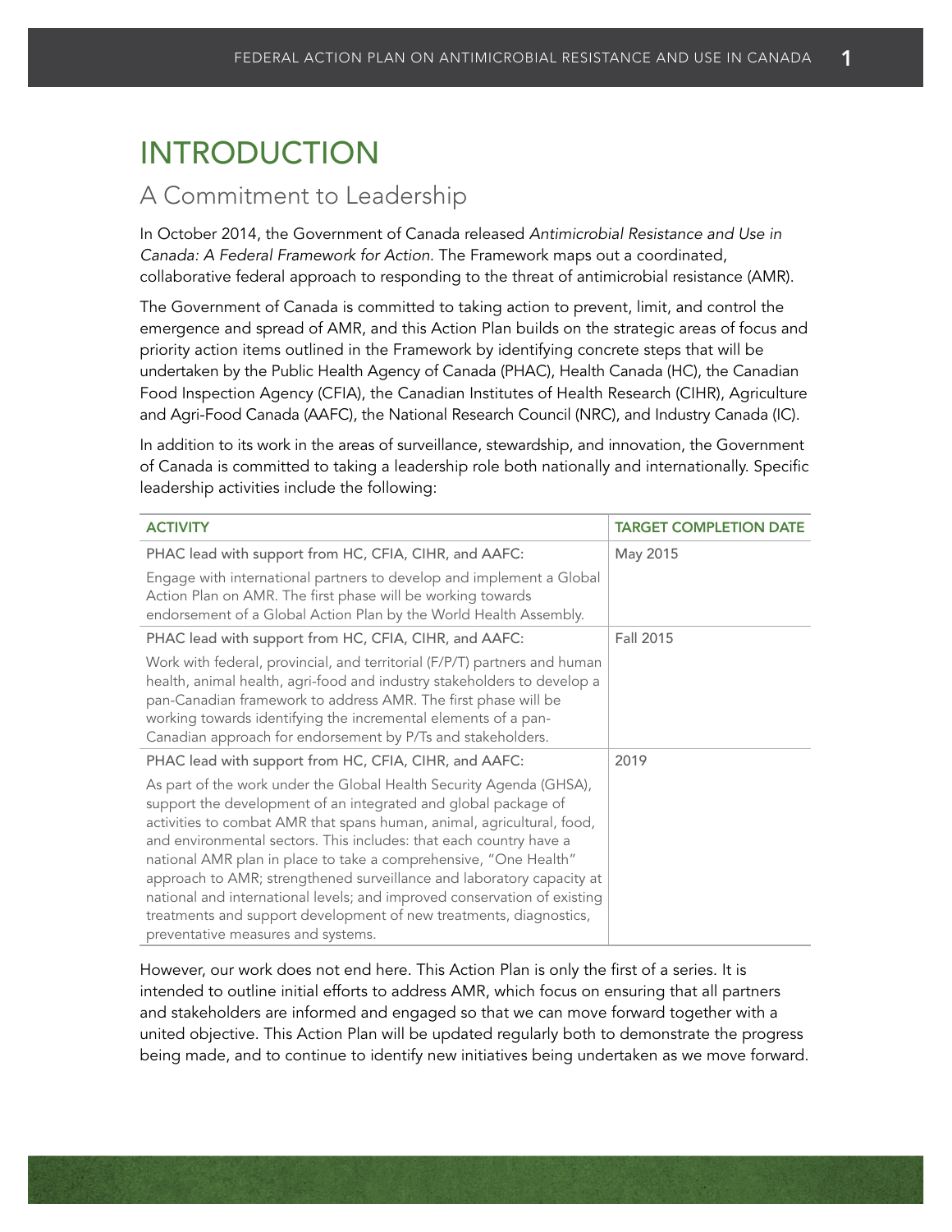# INTRODUCTION

## A Commitment to Leadership

In October 2014, the Government of Canada released *Antimicrobial Resistance and Use in Canada: A Federal Framework for Action*. The Framework maps out a coordinated, collaborative federal approach to responding to the threat of antimicrobial resistance (AMR).

The Government of Canada is committed to taking action to prevent, limit, and control the emergence and spread of AMR, and this Action Plan builds on the strategic areas of focus and priority action items outlined in the Framework by identifying concrete steps that will be undertaken by the Public Health Agency of Canada (PHAC), Health Canada (HC), the Canadian Food Inspection Agency (CFIA), the Canadian Institutes of Health Research (CIHR), Agriculture and Agri-Food Canada (AAFC), the National Research Council (NRC), and Industry Canada (IC).

In addition to its work in the areas of surveillance, stewardship, and innovation, the Government of Canada is committed to taking a leadership role both nationally and internationally. Specific leadership activities include the following:

| ACTIVITY | TARGET COMPLETION DATE |
|---|---|
| PHAC lead with support from HC, CFIA, CIHR, and AAFC:<br>Engage with international partners to develop and implement a Global Action Plan on AMR. The first phase will be working towards endorsement of a Global Action Plan by the World Health Assembly. | May 2015 |
| PHAC lead with support from HC, CFIA, CIHR, and AAFC:<br>Work with federal, provincial, and territorial (F/P/T) partners and human health, animal health, agri-food and industry stakeholders to develop a pan-Canadian framework to address AMR. The first phase will be working towards identifying the incremental elements of a pan-Canadian approach for endorsement by P/Ts and stakeholders. | Fall 2015 |
| PHAC lead with support from HC, CFIA, CIHR, and AAFC:<br>As part of the work under the Global Health Security Agenda (GHSA), support the development of an integrated and global package of activities to combat AMR that spans human, animal, agricultural, food, and environmental sectors. This includes: that each country have a national AMR plan in place to take a comprehensive, "One Health" approach to AMR; strengthened surveillance and laboratory capacity at national and international levels; and improved conservation of existing treatments and support development of new treatments, diagnostics, preventative measures and systems. | 2019 |

However, our work does not end here. This Action Plan is only the first of a series. It is intended to outline initial efforts to address AMR, which focus on ensuring that all partners and stakeholders are informed and engaged so that we can move forward together with a united objective. This Action Plan will be updated regularly both to demonstrate the progress being made, and to continue to identify new initiatives being undertaken as we move forward.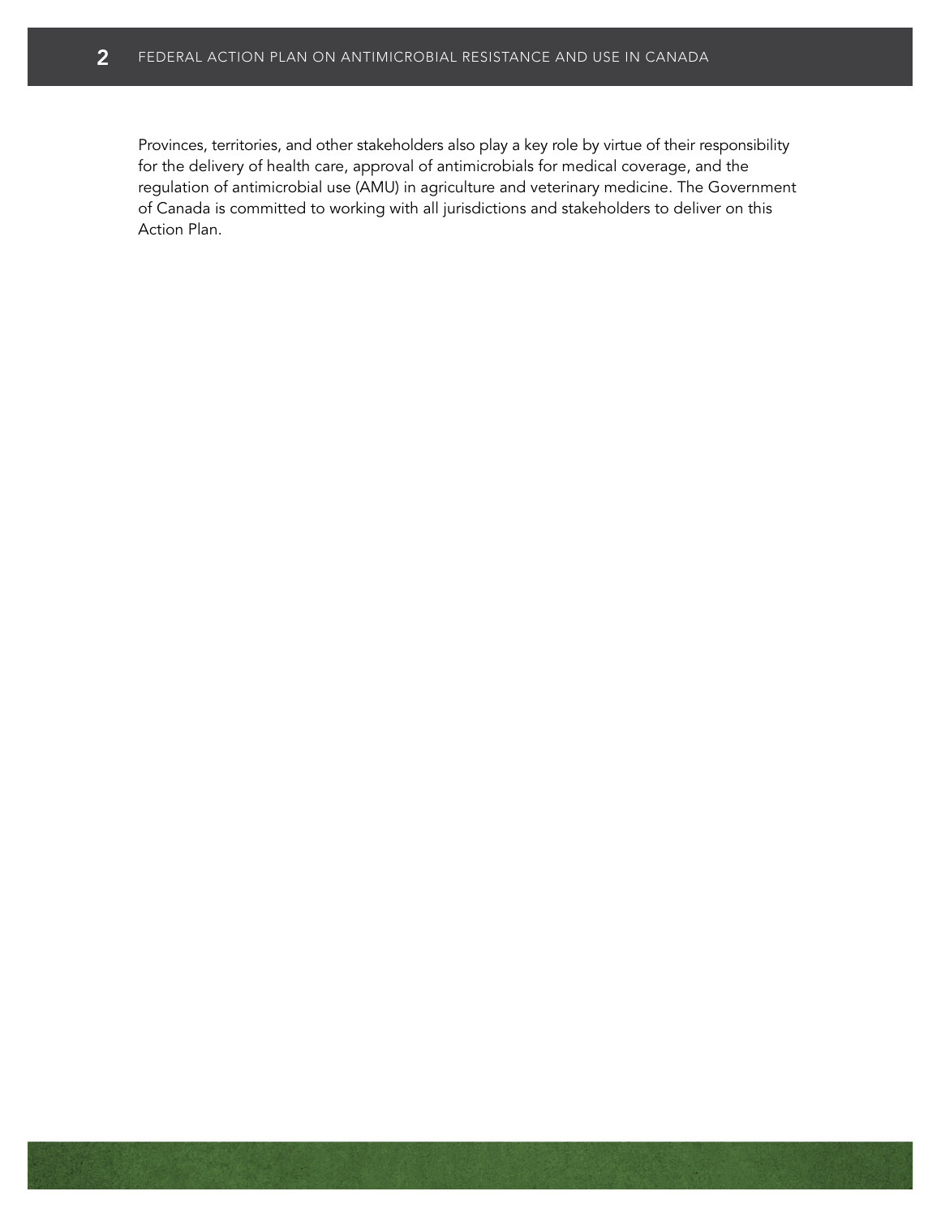Provinces, territories, and other stakeholders also play a key role by virtue of their responsibility for the delivery of health care, approval of antimicrobials for medical coverage, and the regulation of antimicrobial use (AMU) in agriculture and veterinary medicine. The Government of Canada is committed to working with all jurisdictions and stakeholders to deliver on this Action Plan.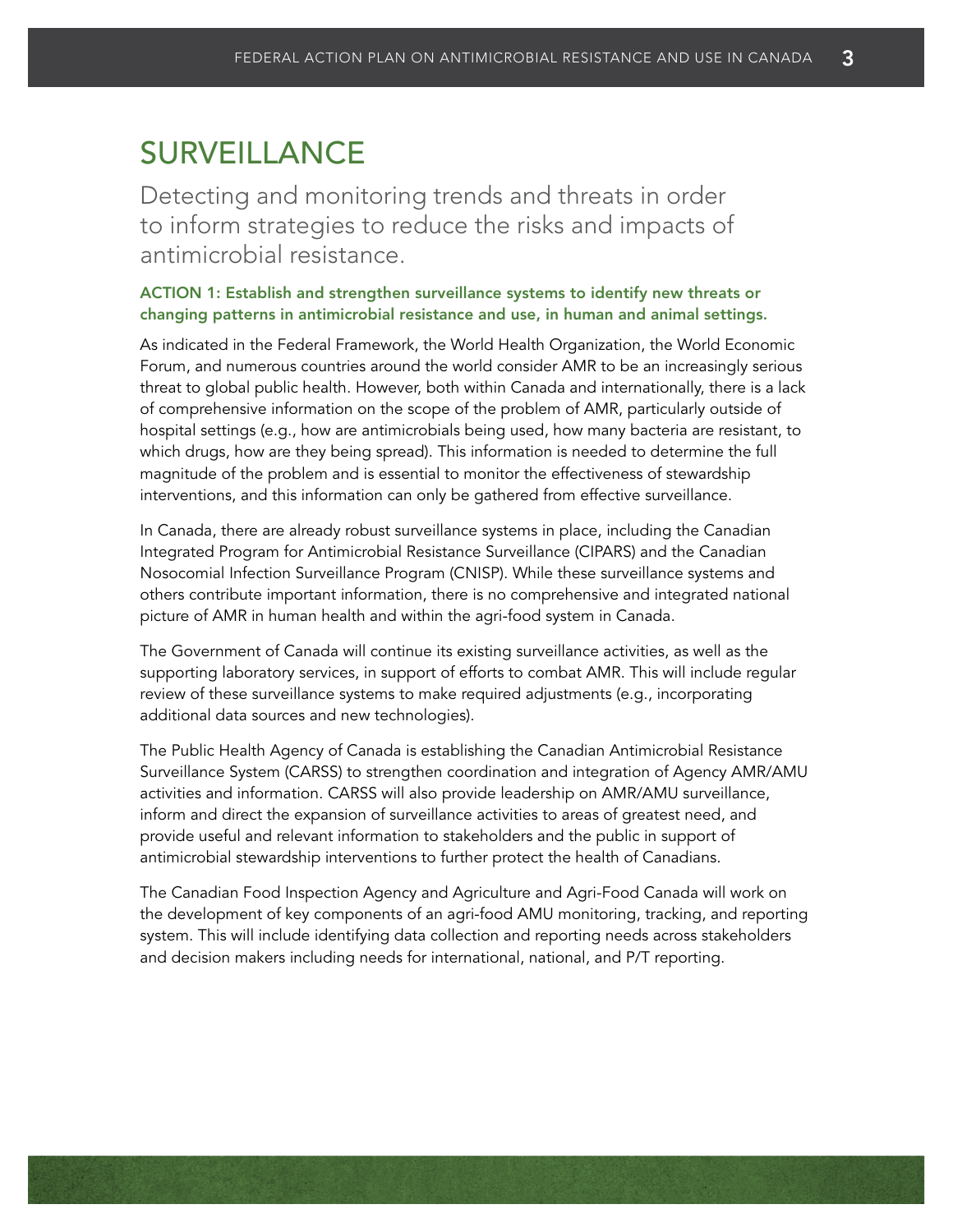# SURVEILLANCE

Detecting and monitoring trends and threats in order to inform strategies to reduce the risks and impacts of antimicrobial resistance.

### ACTION 1: Establish and strengthen surveillance systems to identify new threats or changing patterns in antimicrobial resistance and use, in human and animal settings.

As indicated in the Federal Framework, the World Health Organization, the World Economic Forum, and numerous countries around the world consider AMR to be an increasingly serious threat to global public health. However, both within Canada and internationally, there is a lack of comprehensive information on the scope of the problem of AMR, particularly outside of hospital settings (e.g., how are antimicrobials being used, how many bacteria are resistant, to which drugs, how are they being spread). This information is needed to determine the full magnitude of the problem and is essential to monitor the effectiveness of stewardship interventions, and this information can only be gathered from effective surveillance.

In Canada, there are already robust surveillance systems in place, including the Canadian Integrated Program for Antimicrobial Resistance Surveillance (CIPARS) and the Canadian Nosocomial Infection Surveillance Program (CNISP). While these surveillance systems and others contribute important information, there is no comprehensive and integrated national picture of AMR in human health and within the agri-food system in Canada.

The Government of Canada will continue its existing surveillance activities, as well as the supporting laboratory services, in support of efforts to combat AMR. This will include regular review of these surveillance systems to make required adjustments (e.g., incorporating additional data sources and new technologies).

The Public Health Agency of Canada is establishing the Canadian Antimicrobial Resistance Surveillance System (CARSS) to strengthen coordination and integration of Agency AMR/AMU activities and information. CARSS will also provide leadership on AMR/AMU surveillance, inform and direct the expansion of surveillance activities to areas of greatest need, and provide useful and relevant information to stakeholders and the public in support of antimicrobial stewardship interventions to further protect the health of Canadians.

The Canadian Food Inspection Agency and Agriculture and Agri-Food Canada will work on the development of key components of an agri-food AMU monitoring, tracking, and reporting system. This will include identifying data collection and reporting needs across stakeholders and decision makers including needs for international, national, and P/T reporting.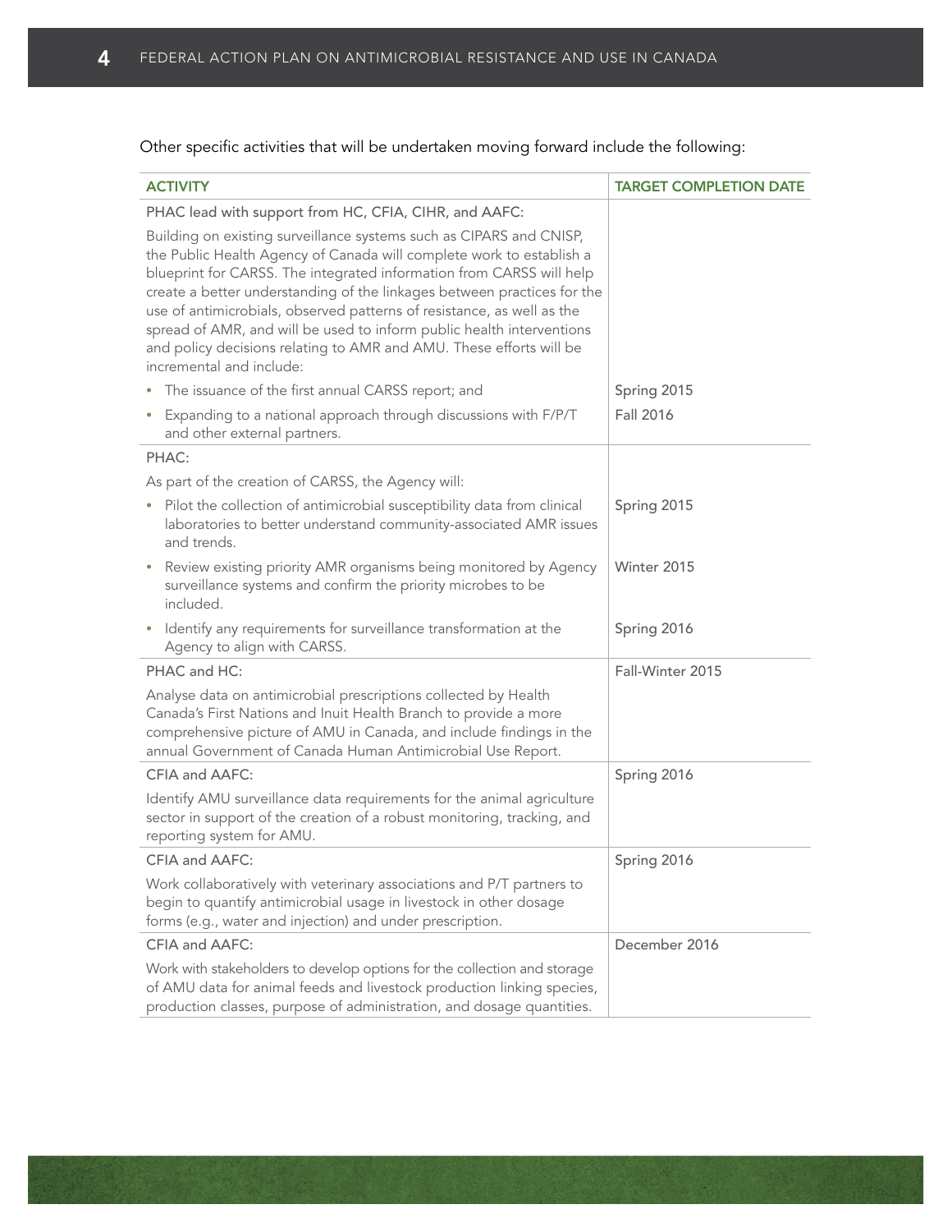Other specific activities that will be undertaken moving forward include the following:

| ACTIVITY | TARGET COMPLETION DATE |
|---|---|
| PHAC lead with support from HC, CFIA, CIHR, and AAFC: | |
| Building on existing surveillance systems such as CIPARS and CNISP, the Public Health Agency of Canada will complete work to establish a blueprint for CARSS. The integrated information from CARSS will help create a better understanding of the linkages between practices for the use of antimicrobials, observed patterns of resistance, as well as the spread of AMR, and will be used to inform public health interventions and policy decisions relating to AMR and AMU. These efforts will be incremental and include: | |
| • The issuance of the first annual CARSS report; and | Spring 2015 |
| • Expanding to a national approach through discussions with F/P/T and other external partners. | Fall 2016 |
| PHAC: | |
| As part of the creation of CARSS, the Agency will: | |
| • Pilot the collection of antimicrobial susceptibility data from clinical laboratories to better understand community-associated AMR issues and trends. | Spring 2015 |
| • Review existing priority AMR organisms being monitored by Agency surveillance systems and confirm the priority microbes to be included. | Winter 2015 |
| • Identify any requirements for surveillance transformation at the Agency to align with CARSS. | Spring 2016 |
| PHAC and HC: Analyse data on antimicrobial prescriptions collected by Health Canada's First Nations and Inuit Health Branch to provide a more comprehensive picture of AMU in Canada, and include findings in the annual Government of Canada Human Antimicrobial Use Report. | Fall-Winter 2015 |
| CFIA and AAFC: Identify AMU surveillance data requirements for the animal agriculture sector in support of the creation of a robust monitoring, tracking, and reporting system for AMU. | Spring 2016 |
| CFIA and AAFC: Work collaboratively with veterinary associations and P/T partners to begin to quantify antimicrobial usage in livestock in other dosage forms (e.g., water and injection) and under prescription. | Spring 2016 |
| CFIA and AAFC: Work with stakeholders to develop options for the collection and storage of AMU data for animal feeds and livestock production linking species, production classes, purpose of administration, and dosage quantities. | December 2016 |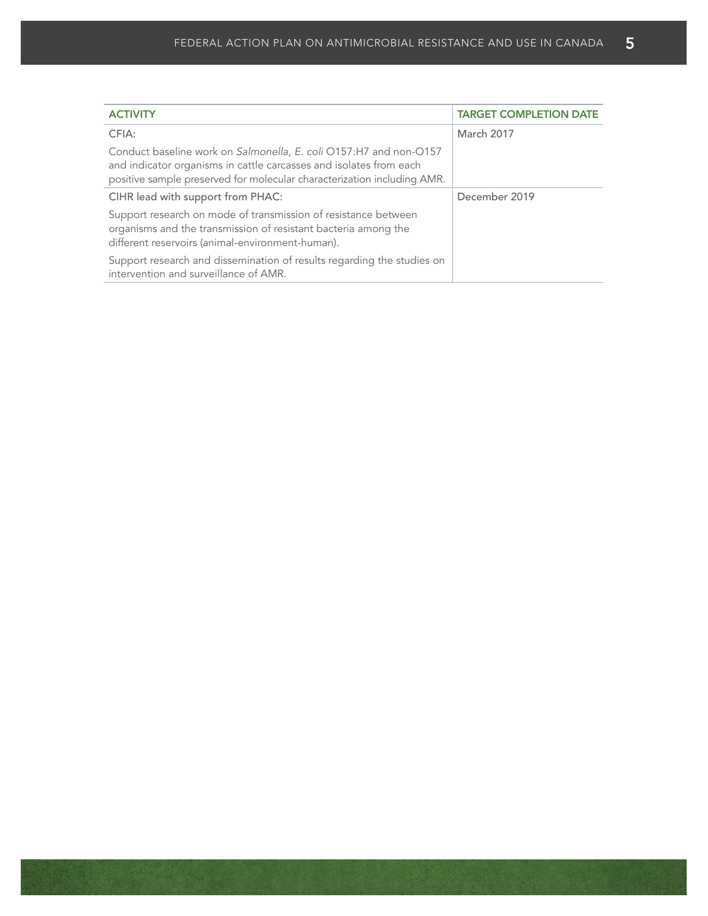| ACTIVITY | TARGET COMPLETION DATE |
| --- | --- |
| CFIA:<br><br>Conduct baseline work on *Salmonella*, *E. coli* O157:H7 and non-O157 and indicator organisms in cattle carcasses and isolates from each positive sample preserved for molecular characterization including AMR. | March 2017 |
| CIHR lead with support from PHAC:<br><br>Support research on mode of transmission of resistance between organisms and the transmission of resistant bacteria among the different reservoirs (animal-environment-human).<br><br>Support research and dissemination of results regarding the studies on intervention and surveillance of AMR. | December 2019 |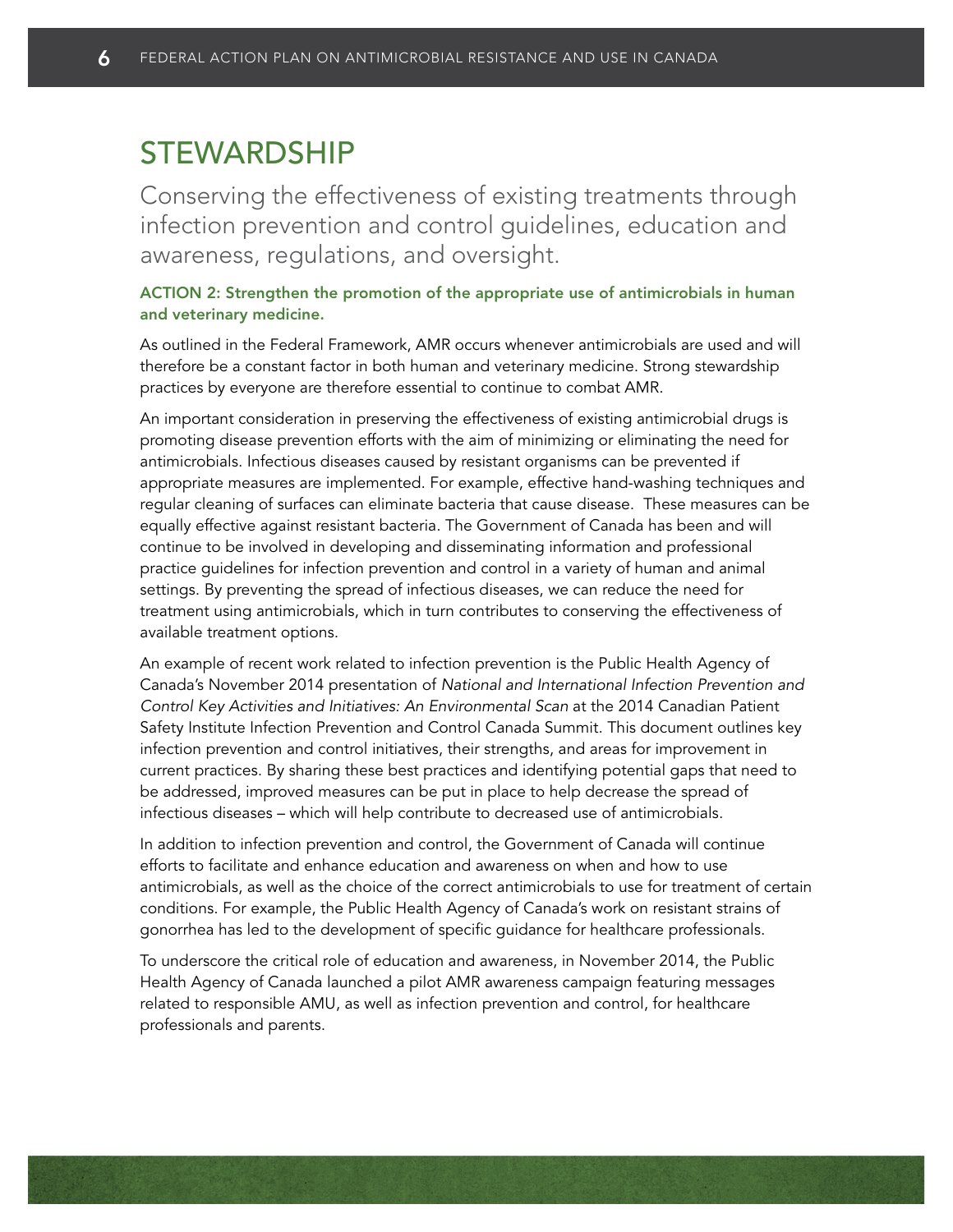# STEWARDSHIP

Conserving the effectiveness of existing treatments through infection prevention and control guidelines, education and awareness, regulations, and oversight.

### ACTION 2: Strengthen the promotion of the appropriate use of antimicrobials in human and veterinary medicine.

As outlined in the Federal Framework, AMR occurs whenever antimicrobials are used and will therefore be a constant factor in both human and veterinary medicine. Strong stewardship practices by everyone are therefore essential to continue to combat AMR.

An important consideration in preserving the effectiveness of existing antimicrobial drugs is promoting disease prevention efforts with the aim of minimizing or eliminating the need for antimicrobials. Infectious diseases caused by resistant organisms can be prevented if appropriate measures are implemented. For example, effective hand-washing techniques and regular cleaning of surfaces can eliminate bacteria that cause disease. These measures can be equally effective against resistant bacteria. The Government of Canada has been and will continue to be involved in developing and disseminating information and professional practice guidelines for infection prevention and control in a variety of human and animal settings. By preventing the spread of infectious diseases, we can reduce the need for treatment using antimicrobials, which in turn contributes to conserving the effectiveness of available treatment options.

An example of recent work related to infection prevention is the Public Health Agency of Canada's November 2014 presentation of *National and International Infection Prevention and Control Key Activities and Initiatives: An Environmental Scan* at the 2014 Canadian Patient Safety Institute Infection Prevention and Control Canada Summit. This document outlines key infection prevention and control initiatives, their strengths, and areas for improvement in current practices. By sharing these best practices and identifying potential gaps that need to be addressed, improved measures can be put in place to help decrease the spread of infectious diseases – which will help contribute to decreased use of antimicrobials.

In addition to infection prevention and control, the Government of Canada will continue efforts to facilitate and enhance education and awareness on when and how to use antimicrobials, as well as the choice of the correct antimicrobials to use for treatment of certain conditions. For example, the Public Health Agency of Canada's work on resistant strains of gonorrhea has led to the development of specific guidance for healthcare professionals.

To underscore the critical role of education and awareness, in November 2014, the Public Health Agency of Canada launched a pilot AMR awareness campaign featuring messages related to responsible AMU, as well as infection prevention and control, for healthcare professionals and parents.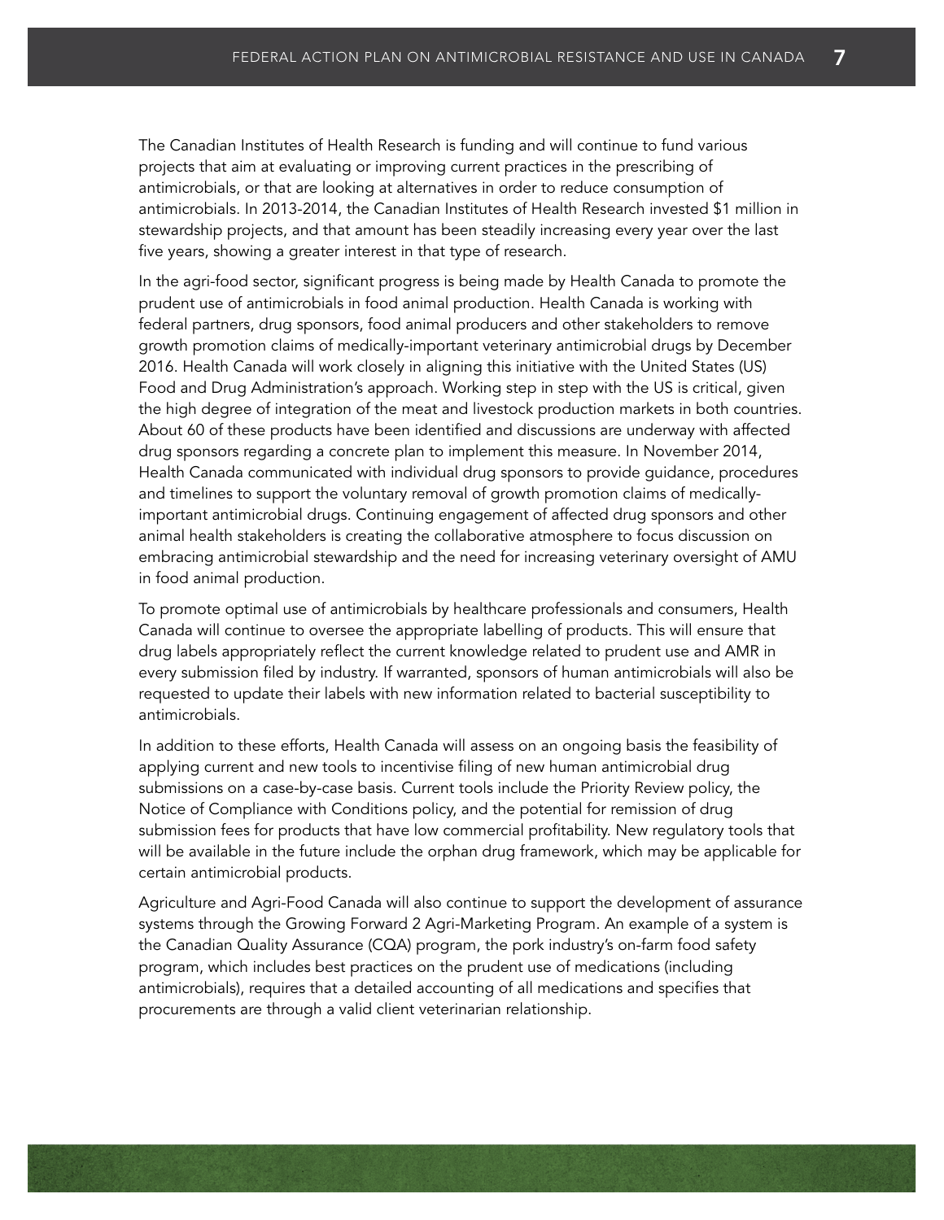The Canadian Institutes of Health Research is funding and will continue to fund various projects that aim at evaluating or improving current practices in the prescribing of antimicrobials, or that are looking at alternatives in order to reduce consumption of antimicrobials. In 2013-2014, the Canadian Institutes of Health Research invested $1 million in stewardship projects, and that amount has been steadily increasing every year over the last five years, showing a greater interest in that type of research.

In the agri-food sector, significant progress is being made by Health Canada to promote the prudent use of antimicrobials in food animal production. Health Canada is working with federal partners, drug sponsors, food animal producers and other stakeholders to remove growth promotion claims of medically-important veterinary antimicrobial drugs by December 2016. Health Canada will work closely in aligning this initiative with the United States (US) Food and Drug Administration's approach. Working step in step with the US is critical, given the high degree of integration of the meat and livestock production markets in both countries. About 60 of these products have been identified and discussions are underway with affected drug sponsors regarding a concrete plan to implement this measure. In November 2014, Health Canada communicated with individual drug sponsors to provide guidance, procedures and timelines to support the voluntary removal of growth promotion claims of medically-important antimicrobial drugs. Continuing engagement of affected drug sponsors and other animal health stakeholders is creating the collaborative atmosphere to focus discussion on embracing antimicrobial stewardship and the need for increasing veterinary oversight of AMU in food animal production.

To promote optimal use of antimicrobials by healthcare professionals and consumers, Health Canada will continue to oversee the appropriate labelling of products. This will ensure that drug labels appropriately reflect the current knowledge related to prudent use and AMR in every submission filed by industry. If warranted, sponsors of human antimicrobials will also be requested to update their labels with new information related to bacterial susceptibility to antimicrobials.

In addition to these efforts, Health Canada will assess on an ongoing basis the feasibility of applying current and new tools to incentivise filing of new human antimicrobial drug submissions on a case-by-case basis. Current tools include the Priority Review policy, the Notice of Compliance with Conditions policy, and the potential for remission of drug submission fees for products that have low commercial profitability. New regulatory tools that will be available in the future include the orphan drug framework, which may be applicable for certain antimicrobial products.

Agriculture and Agri-Food Canada will also continue to support the development of assurance systems through the Growing Forward 2 Agri-Marketing Program. An example of a system is the Canadian Quality Assurance (CQA) program, the pork industry's on-farm food safety program, which includes best practices on the prudent use of medications (including antimicrobials), requires that a detailed accounting of all medications and specifies that procurements are through a valid client veterinarian relationship.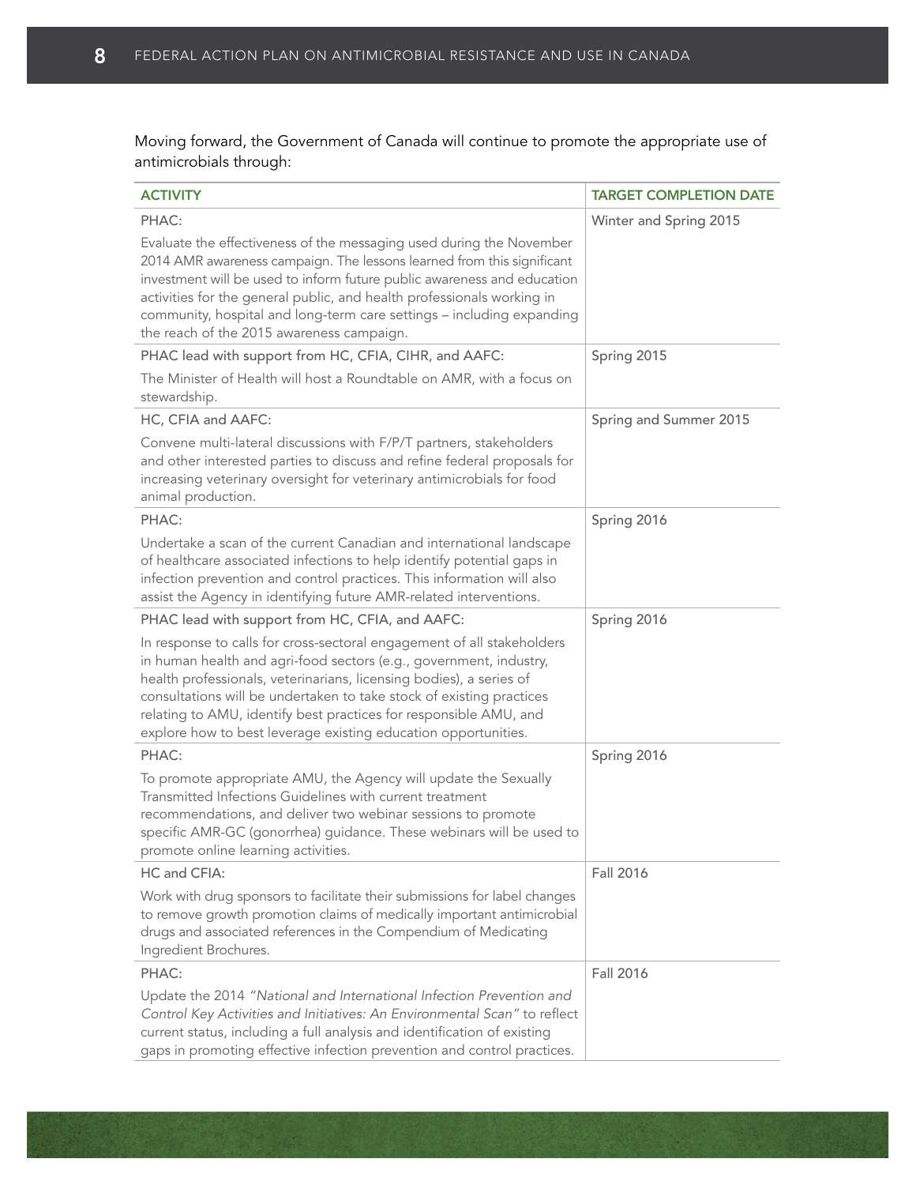Moving forward, the Government of Canada will continue to promote the appropriate use of antimicrobials through:

| ACTIVITY | TARGET COMPLETION DATE |
|---|---|
| PHAC:<br><br>Evaluate the effectiveness of the messaging used during the November 2014 AMR awareness campaign. The lessons learned from this significant investment will be used to inform future public awareness and education activities for the general public, and health professionals working in community, hospital and long-term care settings – including expanding the reach of the 2015 awareness campaign. | Winter and Spring 2015 |
| PHAC lead with support from HC, CFIA, CIHR, and AAFC:<br><br>The Minister of Health will host a Roundtable on AMR, with a focus on stewardship. | Spring 2015 |
| HC, CFIA and AAFC:<br><br>Convene multi-lateral discussions with F/P/T partners, stakeholders and other interested parties to discuss and refine federal proposals for increasing veterinary oversight for veterinary antimicrobials for food animal production. | Spring and Summer 2015 |
| PHAC:<br><br>Undertake a scan of the current Canadian and international landscape of healthcare associated infections to help identify potential gaps in infection prevention and control practices. This information will also assist the Agency in identifying future AMR-related interventions. | Spring 2016 |
| PHAC lead with support from HC, CFIA, and AAFC:<br><br>In response to calls for cross-sectoral engagement of all stakeholders in human health and agri-food sectors (e.g., government, industry, health professionals, veterinarians, licensing bodies), a series of consultations will be undertaken to take stock of existing practices relating to AMU, identify best practices for responsible AMU, and explore how to best leverage existing education opportunities. | Spring 2016 |
| PHAC:<br><br>To promote appropriate AMU, the Agency will update the Sexually Transmitted Infections Guidelines with current treatment recommendations, and deliver two webinar sessions to promote specific AMR-GC (gonorrhea) guidance. These webinars will be used to promote online learning activities. | Spring 2016 |
| HC and CFIA:<br><br>Work with drug sponsors to facilitate their submissions for label changes to remove growth promotion claims of medically important antimicrobial drugs and associated references in the Compendium of Medicating Ingredient Brochures. | Fall 2016 |
| PHAC:<br><br>Update the 2014 *"National and International Infection Prevention and Control Key Activities and Initiatives: An Environmental Scan"* to reflect current status, including a full analysis and identification of existing gaps in promoting effective infection prevention and control practices. | Fall 2016 |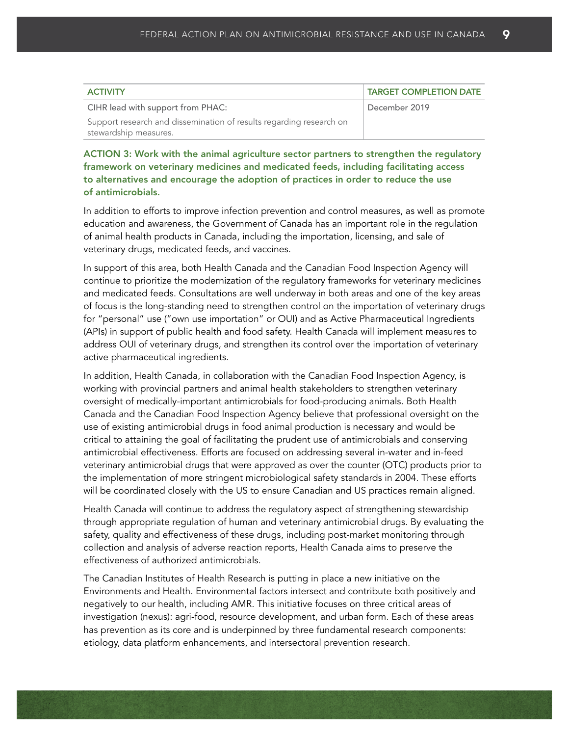| ACTIVITY | TARGET COMPLETION DATE |
| --- | --- |
| CIHR lead with support from PHAC:<br>Support research and dissemination of results regarding research on stewardship measures. | December 2019 |

### ACTION 3: Work with the animal agriculture sector partners to strengthen the regulatory framework on veterinary medicines and medicated feeds, including facilitating access to alternatives and encourage the adoption of practices in order to reduce the use of antimicrobials.

In addition to efforts to improve infection prevention and control measures, as well as promote education and awareness, the Government of Canada has an important role in the regulation of animal health products in Canada, including the importation, licensing, and sale of veterinary drugs, medicated feeds, and vaccines.

In support of this area, both Health Canada and the Canadian Food Inspection Agency will continue to prioritize the modernization of the regulatory frameworks for veterinary medicines and medicated feeds. Consultations are well underway in both areas and one of the key areas of focus is the long-standing need to strengthen control on the importation of veterinary drugs for "personal" use ("own use importation" or OUI) and as Active Pharmaceutical Ingredients (APIs) in support of public health and food safety. Health Canada will implement measures to address OUI of veterinary drugs, and strengthen its control over the importation of veterinary active pharmaceutical ingredients.

In addition, Health Canada, in collaboration with the Canadian Food Inspection Agency, is working with provincial partners and animal health stakeholders to strengthen veterinary oversight of medically-important antimicrobials for food-producing animals. Both Health Canada and the Canadian Food Inspection Agency believe that professional oversight on the use of existing antimicrobial drugs in food animal production is necessary and would be critical to attaining the goal of facilitating the prudent use of antimicrobials and conserving antimicrobial effectiveness. Efforts are focused on addressing several in-water and in-feed veterinary antimicrobial drugs that were approved as over the counter (OTC) products prior to the implementation of more stringent microbiological safety standards in 2004. These efforts will be coordinated closely with the US to ensure Canadian and US practices remain aligned.

Health Canada will continue to address the regulatory aspect of strengthening stewardship through appropriate regulation of human and veterinary antimicrobial drugs. By evaluating the safety, quality and effectiveness of these drugs, including post-market monitoring through collection and analysis of adverse reaction reports, Health Canada aims to preserve the effectiveness of authorized antimicrobials.

The Canadian Institutes of Health Research is putting in place a new initiative on the Environments and Health. Environmental factors intersect and contribute both positively and negatively to our health, including AMR. This initiative focuses on three critical areas of investigation (nexus): agri-food, resource development, and urban form. Each of these areas has prevention as its core and is underpinned by three fundamental research components: etiology, data platform enhancements, and intersectoral prevention research.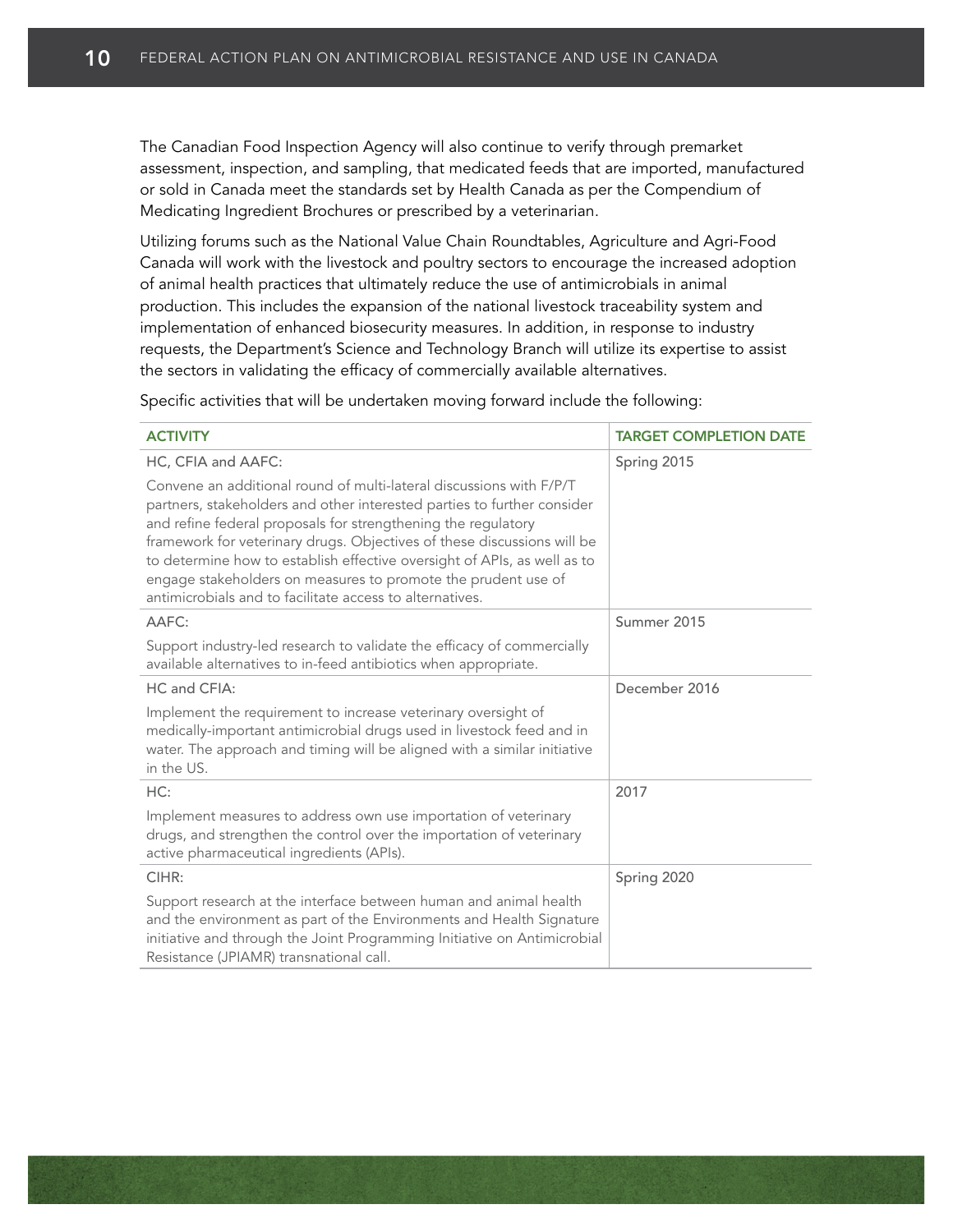The Canadian Food Inspection Agency will also continue to verify through premarket assessment, inspection, and sampling, that medicated feeds that are imported, manufactured or sold in Canada meet the standards set by Health Canada as per the Compendium of Medicating Ingredient Brochures or prescribed by a veterinarian.

Utilizing forums such as the National Value Chain Roundtables, Agriculture and Agri-Food Canada will work with the livestock and poultry sectors to encourage the increased adoption of animal health practices that ultimately reduce the use of antimicrobials in animal production. This includes the expansion of the national livestock traceability system and implementation of enhanced biosecurity measures. In addition, in response to industry requests, the Department's Science and Technology Branch will utilize its expertise to assist the sectors in validating the efficacy of commercially available alternatives.

Specific activities that will be undertaken moving forward include the following:

| ACTIVITY | TARGET COMPLETION DATE |
|---|---|
| HC, CFIA and AAFC:<br><br>Convene an additional round of multi-lateral discussions with F/P/T partners, stakeholders and other interested parties to further consider and refine federal proposals for strengthening the regulatory framework for veterinary drugs. Objectives of these discussions will be to determine how to establish effective oversight of APIs, as well as to engage stakeholders on measures to promote the prudent use of antimicrobials and to facilitate access to alternatives. | Spring 2015 |
| AAFC:<br><br>Support industry-led research to validate the efficacy of commercially available alternatives to in-feed antibiotics when appropriate. | Summer 2015 |
| HC and CFIA:<br><br>Implement the requirement to increase veterinary oversight of medically-important antimicrobial drugs used in livestock feed and in water. The approach and timing will be aligned with a similar initiative in the US. | December 2016 |
| HC:<br><br>Implement measures to address own use importation of veterinary drugs, and strengthen the control over the importation of veterinary active pharmaceutical ingredients (APIs). | 2017 |
| CIHR:<br><br>Support research at the interface between human and animal health and the environment as part of the Environments and Health Signature initiative and through the Joint Programming Initiative on Antimicrobial Resistance (JPIAMR) transnational call. | Spring 2020 |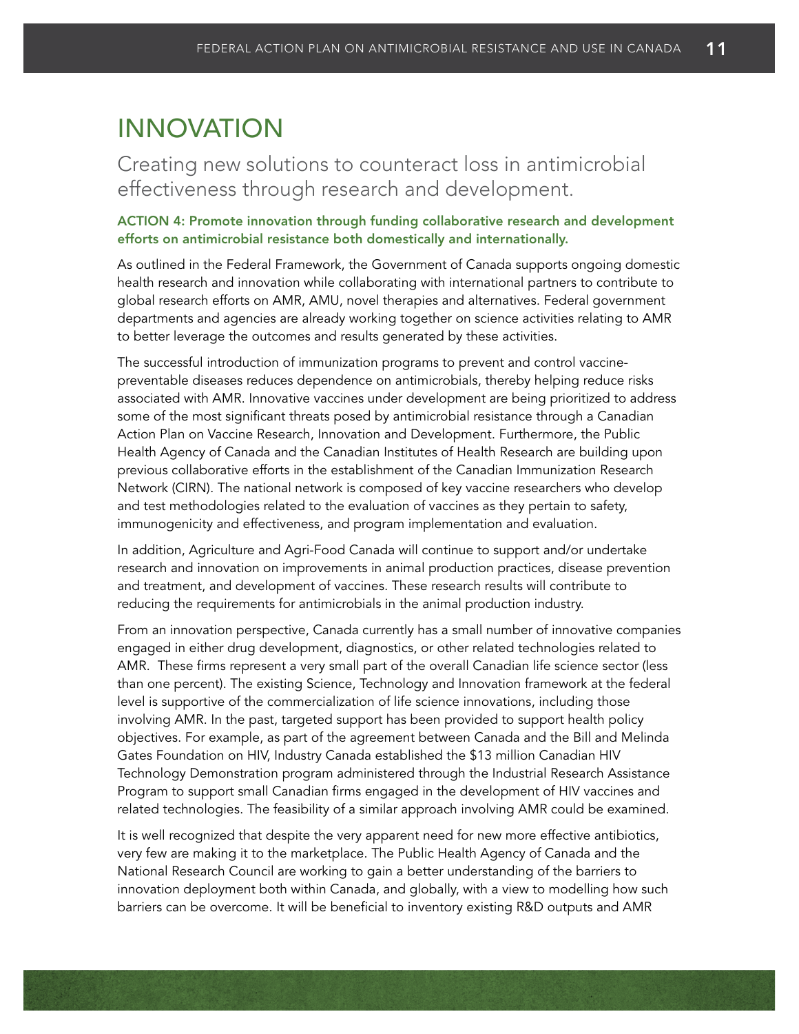# INNOVATION

## Creating new solutions to counteract loss in antimicrobial effectiveness through research and development.

**ACTION 4: Promote innovation through funding collaborative research and development efforts on antimicrobial resistance both domestically and internationally.**

As outlined in the Federal Framework, the Government of Canada supports ongoing domestic health research and innovation while collaborating with international partners to contribute to global research efforts on AMR, AMU, novel therapies and alternatives. Federal government departments and agencies are already working together on science activities relating to AMR to better leverage the outcomes and results generated by these activities.

The successful introduction of immunization programs to prevent and control vaccine-preventable diseases reduces dependence on antimicrobials, thereby helping reduce risks associated with AMR. Innovative vaccines under development are being prioritized to address some of the most significant threats posed by antimicrobial resistance through a Canadian Action Plan on Vaccine Research, Innovation and Development. Furthermore, the Public Health Agency of Canada and the Canadian Institutes of Health Research are building upon previous collaborative efforts in the establishment of the Canadian Immunization Research Network (CIRN). The national network is composed of key vaccine researchers who develop and test methodologies related to the evaluation of vaccines as they pertain to safety, immunogenicity and effectiveness, and program implementation and evaluation.

In addition, Agriculture and Agri-Food Canada will continue to support and/or undertake research and innovation on improvements in animal production practices, disease prevention and treatment, and development of vaccines. These research results will contribute to reducing the requirements for antimicrobials in the animal production industry.

From an innovation perspective, Canada currently has a small number of innovative companies engaged in either drug development, diagnostics, or other related technologies related to AMR. These firms represent a very small part of the overall Canadian life science sector (less than one percent). The existing Science, Technology and Innovation framework at the federal level is supportive of the commercialization of life science innovations, including those involving AMR. In the past, targeted support has been provided to support health policy objectives. For example, as part of the agreement between Canada and the Bill and Melinda Gates Foundation on HIV, Industry Canada established the $13 million Canadian HIV Technology Demonstration program administered through the Industrial Research Assistance Program to support small Canadian firms engaged in the development of HIV vaccines and related technologies. The feasibility of a similar approach involving AMR could be examined.

It is well recognized that despite the very apparent need for new more effective antibiotics, very few are making it to the marketplace. The Public Health Agency of Canada and the National Research Council are working to gain a better understanding of the barriers to innovation deployment both within Canada, and globally, with a view to modelling how such barriers can be overcome. It will be beneficial to inventory existing R&D outputs and AMR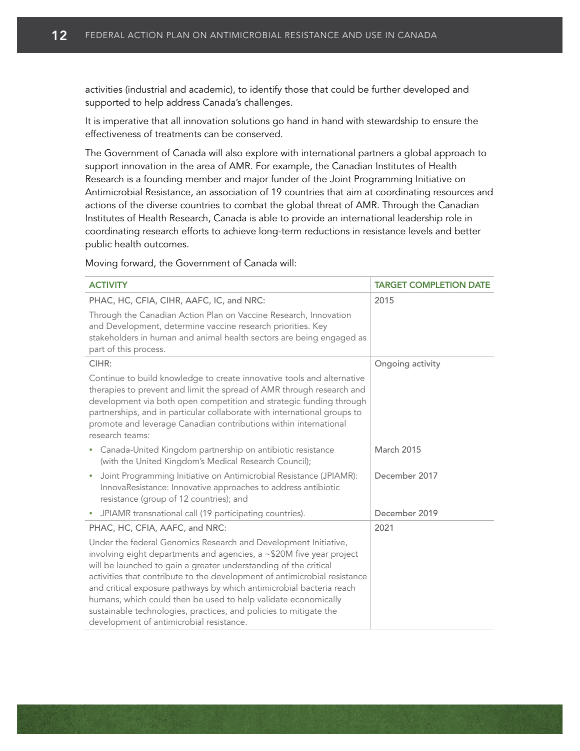activities (industrial and academic), to identify those that could be further developed and supported to help address Canada's challenges.

It is imperative that all innovation solutions go hand in hand with stewardship to ensure the effectiveness of treatments can be conserved.

The Government of Canada will also explore with international partners a global approach to support innovation in the area of AMR. For example, the Canadian Institutes of Health Research is a founding member and major funder of the Joint Programming Initiative on Antimicrobial Resistance, an association of 19 countries that aim at coordinating resources and actions of the diverse countries to combat the global threat of AMR. Through the Canadian Institutes of Health Research, Canada is able to provide an international leadership role in coordinating research efforts to achieve long-term reductions in resistance levels and better public health outcomes.

Moving forward, the Government of Canada will:

| ACTIVITY | TARGET COMPLETION DATE |
|---|---|
| PHAC, HC, CFIA, CIHR, AAFC, IC, and NRC: Through the Canadian Action Plan on Vaccine Research, Innovation and Development, determine vaccine research priorities. Key stakeholders in human and animal health sectors are being engaged as part of this process. | 2015 |
| CIHR: Continue to build knowledge to create innovative tools and alternative therapies to prevent and limit the spread of AMR through research and development via both open competition and strategic funding through partnerships, and in particular collaborate with international groups to promote and leverage Canadian contributions within international research teams: | Ongoing activity |
| • Canada-United Kingdom partnership on antibiotic resistance (with the United Kingdom's Medical Research Council); | March 2015 |
| • Joint Programming Initiative on Antimicrobial Resistance (JPIAMR): InnovaResistance: Innovative approaches to address antibiotic resistance (group of 12 countries); and | December 2017 |
| • JPIAMR transnational call (19 participating countries). | December 2019 |
| PHAC, HC, CFIA, AAFC, and NRC: Under the federal Genomics Research and Development Initiative, involving eight departments and agencies, a ~$20M five year project will be launched to gain a greater understanding of the critical activities that contribute to the development of antimicrobial resistance and critical exposure pathways by which antimicrobial bacteria reach humans, which could then be used to help validate economically sustainable technologies, practices, and policies to mitigate the development of antimicrobial resistance. | 2021 |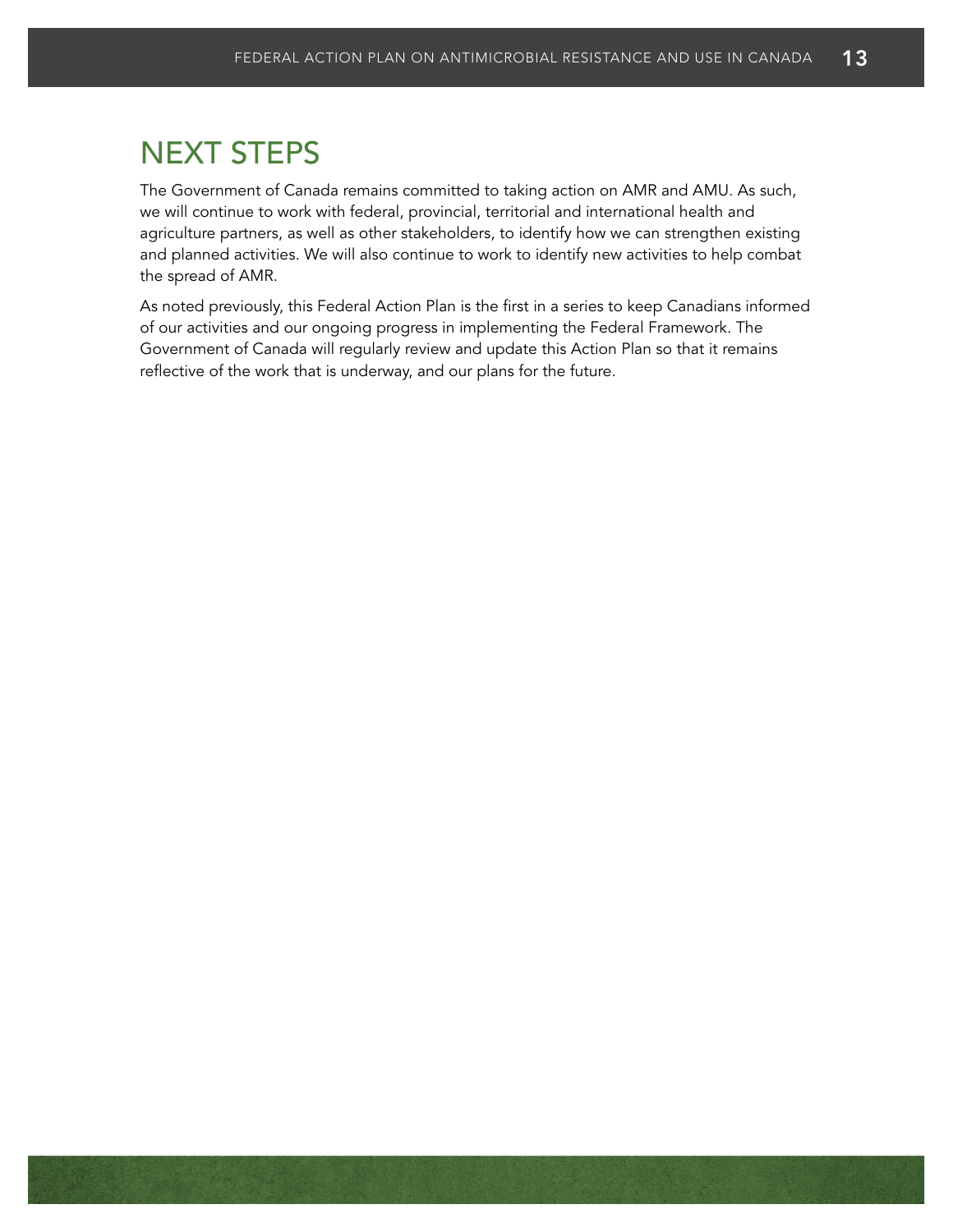# NEXT STEPS

The Government of Canada remains committed to taking action on AMR and AMU. As such, we will continue to work with federal, provincial, territorial and international health and agriculture partners, as well as other stakeholders, to identify how we can strengthen existing and planned activities. We will also continue to work to identify new activities to help combat the spread of AMR.

As noted previously, this Federal Action Plan is the first in a series to keep Canadians informed of our activities and our ongoing progress in implementing the Federal Framework. The Government of Canada will regularly review and update this Action Plan so that it remains reflective of the work that is underway, and our plans for the future.